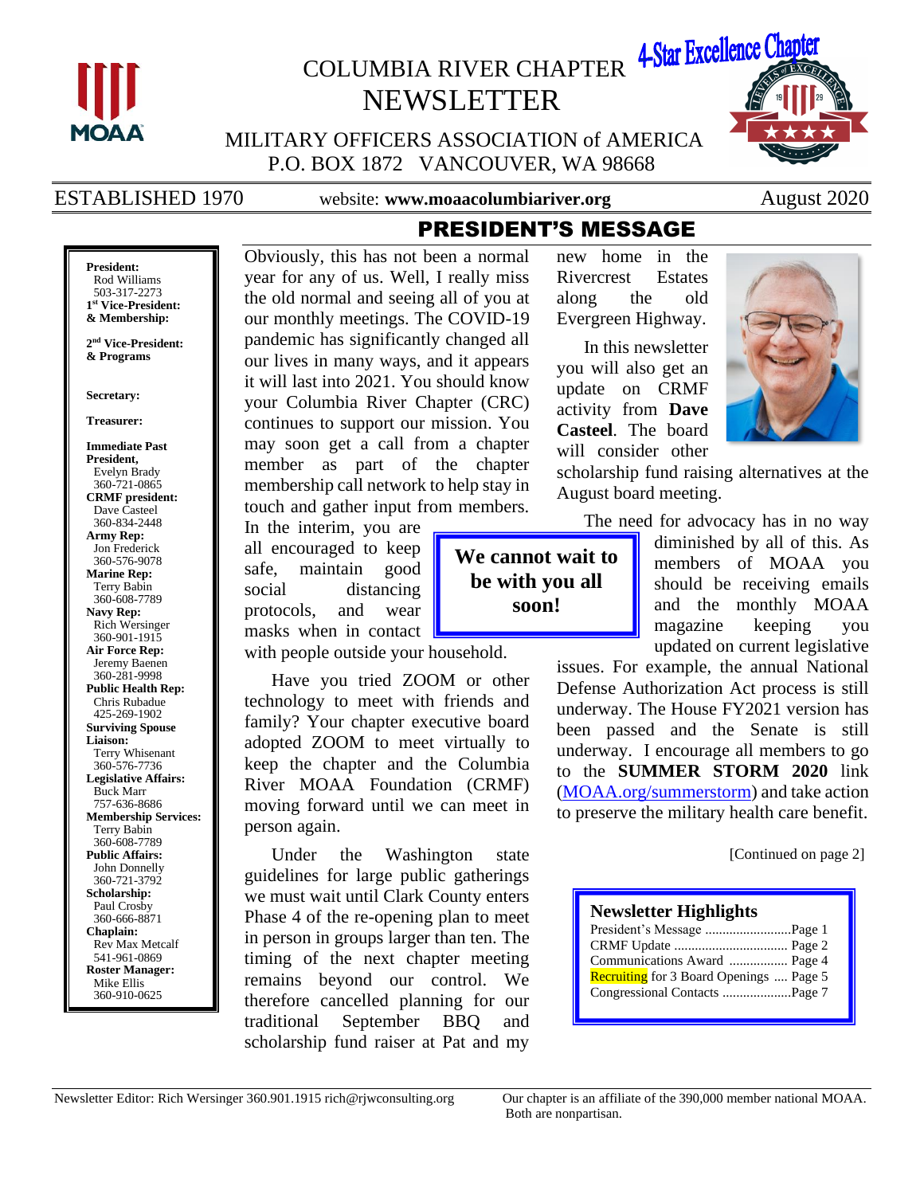# COLUMBIA RIVER CHAPTER NEWSLETTER

4-Star Excellence Chapter

MILITARY OFFICERS ASSOCIATION of AMERICA
P.O. BOX 1872 VANCOUVER, WA 98668

ESTABLISHED 1970 | website: **www.moaacolumbiariver.org** | August 2020

**President:**
Rod Williams
503-317-2273

**1st Vice-President: & Membership:**

**2nd Vice-President: & Programs**

**Secretary:**

**Treasurer:**

**Immediate Past President,**
Evelyn Brady
360-721-0865

**CRMF president:**
Dave Casteel
360-834-2448

**Army Rep:**
Jon Frederick
360-576-9078

**Marine Rep:**
Terry Babin
360-608-7789

**Navy Rep:**
Rich Wersinger
360-901-1915

**Air Force Rep:**
Jeremy Baenen
360-281-9998

**Public Health Rep:**
Chris Rubadue
425-269-1902

**Surviving Spouse Liaison:**
Terry Whisenant
360-576-7736

**Legislative Affairs:**
Buck Marr
757-636-8686

**Membership Services:**
Terry Babin
360-608-7789

**Public Affairs:**
John Donnelly
360-721-3792

**Scholarship:**
Paul Crosby
360-666-8871

**Chaplain:**
Rev Max Metcalf
541-961-0869

**Roster Manager:**
Mike Ellis
360-910-0625

## PRESIDENT'S MESSAGE

Obviously, this has not been a normal year for any of us. Well, I really miss the old normal and seeing all of you at our monthly meetings. The COVID-19 pandemic has significantly changed all our lives in many ways, and it appears it will last into 2021. You should know your Columbia River Chapter (CRC) continues to support our mission. You may soon get a call from a chapter member as part of the chapter membership call network to help stay in touch and gather input from members. In the interim, you are all encouraged to keep safe, maintain good social distancing protocols, and wear masks when in contact with people outside your household.

Have you tried ZOOM or other technology to meet with friends and family? Your chapter executive board adopted ZOOM to meet virtually to keep the chapter and the Columbia River MOAA Foundation (CRMF) moving forward until we can meet in person again.

Under the Washington state guidelines for large public gatherings we must wait until Clark County enters Phase 4 of the re-opening plan to meet in person in groups larger than ten. The timing of the next chapter meeting remains beyond our control. We therefore cancelled planning for our traditional September BBQ and scholarship fund raiser at Pat and my new home in the Rivercrest Estates along the old Evergreen Highway.

In this newsletter you will also get an update on CRMF activity from **Dave Casteel**. The board will consider other scholarship fund raising alternatives at the August board meeting.

**We cannot wait to be with you all soon!**

The need for advocacy has in no way diminished by all of this. As members of MOAA you should be receiving emails and the monthly MOAA magazine keeping you updated on current legislative issues. For example, the annual National Defense Authorization Act process is still underway. The House FY2021 version has been passed and the Senate is still underway. I encourage all members to go to the **SUMMER STORM 2020** link (MOAA.org/summerstorm) and take action to preserve the military health care benefit.

[Continued on page 2]

### Newsletter Highlights

President's Message .......................... Page 1
CRMF Update ................................. Page 2
Communications Award ................ Page 4
Recruiting for 3 Board Openings .... Page 5
Congressional Contacts .................... Page 7

Newsletter Editor: Rich Wersinger 360.901.1915 rich@rjwconsulting.org

Our chapter is an affiliate of the 390,000 member national MOAA. Both are nonpartisan.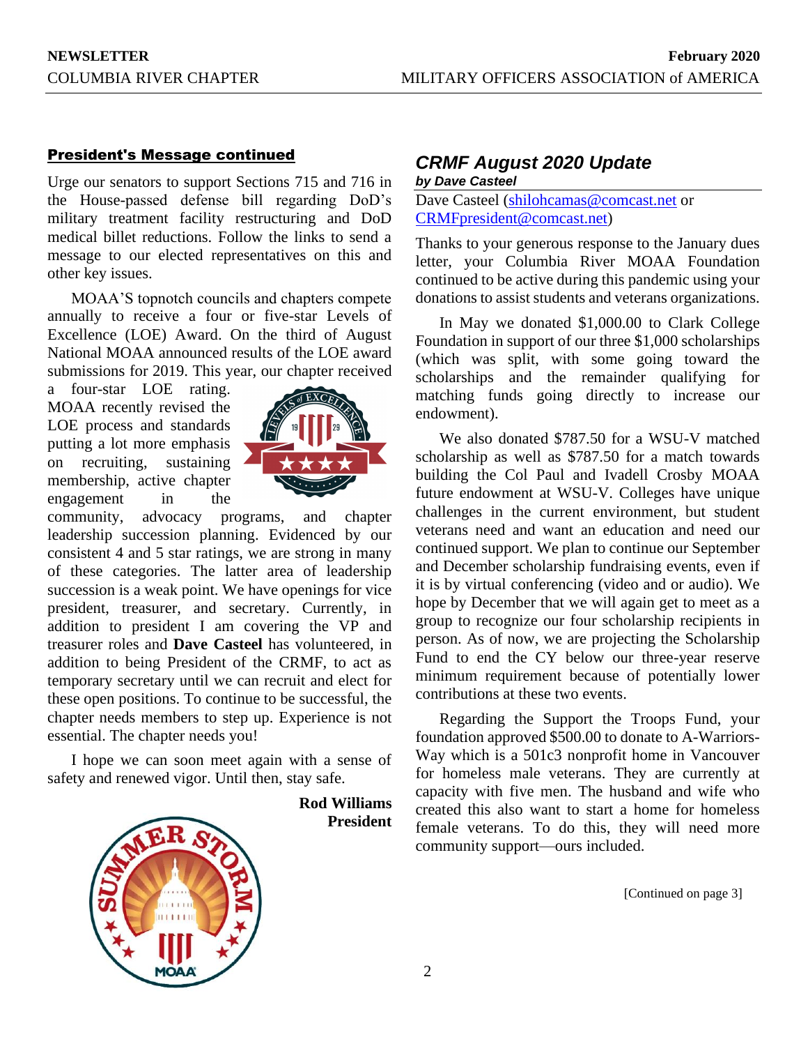## President's Message continued

Urge our senators to support Sections 715 and 716 in the House-passed defense bill regarding DoD's military treatment facility restructuring and DoD medical billet reductions. Follow the links to send a message to our elected representatives on this and other key issues.

MOAA'S topnotch councils and chapters compete annually to receive a four or five-star Levels of Excellence (LOE) Award. On the third of August National MOAA announced results of the LOE award submissions for 2019. This year, our chapter received a four-star LOE rating. MOAA recently revised the LOE process and standards putting a lot more emphasis on recruiting, sustaining membership, active chapter engagement in the community, advocacy programs, and chapter leadership succession planning. Evidenced by our consistent 4 and 5 star ratings, we are strong in many of these categories. The latter area of leadership succession is a weak point. We have openings for vice president, treasurer, and secretary. Currently, in addition to president I am covering the VP and treasurer roles and **Dave Casteel** has volunteered, in addition to being President of the CRMF, to act as temporary secretary until we can recruit and elect for these open positions. To continue to be successful, the chapter needs members to step up. Experience is not essential. The chapter needs you!

I hope we can soon meet again with a sense of safety and renewed vigor. Until then, stay safe.

**Rod Williams**
**President**

## *CRMF August 2020 Update*

***by Dave Casteel***

Dave Casteel (shilohcamas@comcast.net or CRMFpresident@comcast.net)

Thanks to your generous response to the January dues letter, your Columbia River MOAA Foundation continued to be active during this pandemic using your donations to assist students and veterans organizations.

In May we donated $1,000.00 to Clark College Foundation in support of our three $1,000 scholarships (which was split, with some going toward the scholarships and the remainder qualifying for matching funds going directly to increase our endowment).

We also donated $787.50 for a WSU-V matched scholarship as well as $787.50 for a match towards building the Col Paul and Ivadell Crosby MOAA future endowment at WSU-V. Colleges have unique challenges in the current environment, but student veterans need and want an education and need our continued support. We plan to continue our September and December scholarship fundraising events, even if it is by virtual conferencing (video and or audio). We hope by December that we will again get to meet as a group to recognize our four scholarship recipients in person. As of now, we are projecting the Scholarship Fund to end the CY below our three-year reserve minimum requirement because of potentially lower contributions at these two events.

Regarding the Support the Troops Fund, your foundation approved $500.00 to donate to A-Warriors-Way which is a 501c3 nonprofit home in Vancouver for homeless male veterans. They are currently at capacity with five men. The husband and wife who created this also want to start a home for homeless female veterans. To do this, they will need more community support—ours included.

[Continued on page 3]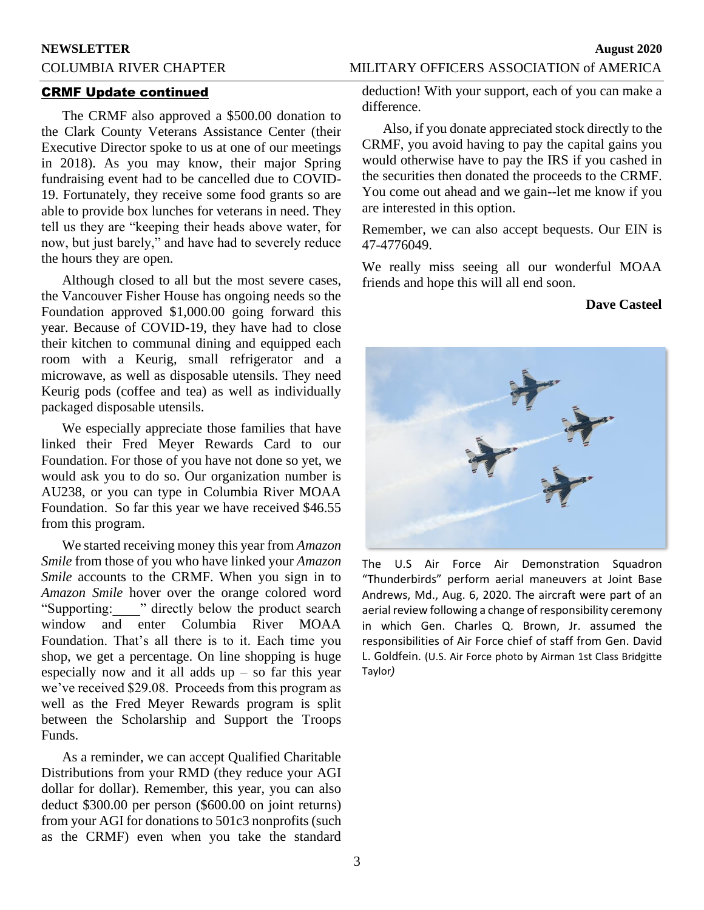## CRMF Update continued

The CRMF also approved a $500.00 donation to the Clark County Veterans Assistance Center (their Executive Director spoke to us at one of our meetings in 2018). As you may know, their major Spring fundraising event had to be cancelled due to COVID-19. Fortunately, they receive some food grants so are able to provide box lunches for veterans in need. They tell us they are "keeping their heads above water, for now, but just barely," and have had to severely reduce the hours they are open.

Although closed to all but the most severe cases, the Vancouver Fisher House has ongoing needs so the Foundation approved $1,000.00 going forward this year. Because of COVID-19, they have had to close their kitchen to communal dining and equipped each room with a Keurig, small refrigerator and a microwave, as well as disposable utensils. They need Keurig pods (coffee and tea) as well as individually packaged disposable utensils.

We especially appreciate those families that have linked their Fred Meyer Rewards Card to our Foundation. For those of you have not done so yet, we would ask you to do so. Our organization number is AU238, or you can type in Columbia River MOAA Foundation. So far this year we have received $46.55 from this program.

We started receiving money this year from *Amazon Smile* from those of you who have linked your *Amazon Smile* accounts to the CRMF. When you sign in to *Amazon Smile* hover over the orange colored word "Supporting:____" directly below the product search window and enter Columbia River MOAA Foundation. That's all there is to it. Each time you shop, we get a percentage. On line shopping is huge especially now and it all adds up – so far this year we've received $29.08. Proceeds from this program as well as the Fred Meyer Rewards program is split between the Scholarship and Support the Troops Funds.

As a reminder, we can accept Qualified Charitable Distributions from your RMD (they reduce your AGI dollar for dollar). Remember, this year, you can also deduct $300.00 per person ($600.00 on joint returns) from your AGI for donations to 501c3 nonprofits (such as the CRMF) even when you take the standard deduction! With your support, each of you can make a difference.

Also, if you donate appreciated stock directly to the CRMF, you avoid having to pay the capital gains you would otherwise have to pay the IRS if you cashed in the securities then donated the proceeds to the CRMF. You come out ahead and we gain--let me know if you are interested in this option.

Remember, we can also accept bequests. Our EIN is 47-4776049.

We really miss seeing all our wonderful MOAA friends and hope this will all end soon.

**Dave Casteel**

The U.S Air Force Air Demonstration Squadron "Thunderbirds" perform aerial maneuvers at Joint Base Andrews, Md., Aug. 6, 2020. The aircraft were part of an aerial review following a change of responsibility ceremony in which Gen. Charles Q. Brown, Jr. assumed the responsibilities of Air Force chief of staff from Gen. David L. Goldfein. (U.S. Air Force photo by Airman 1st Class Bridgitte Taylor)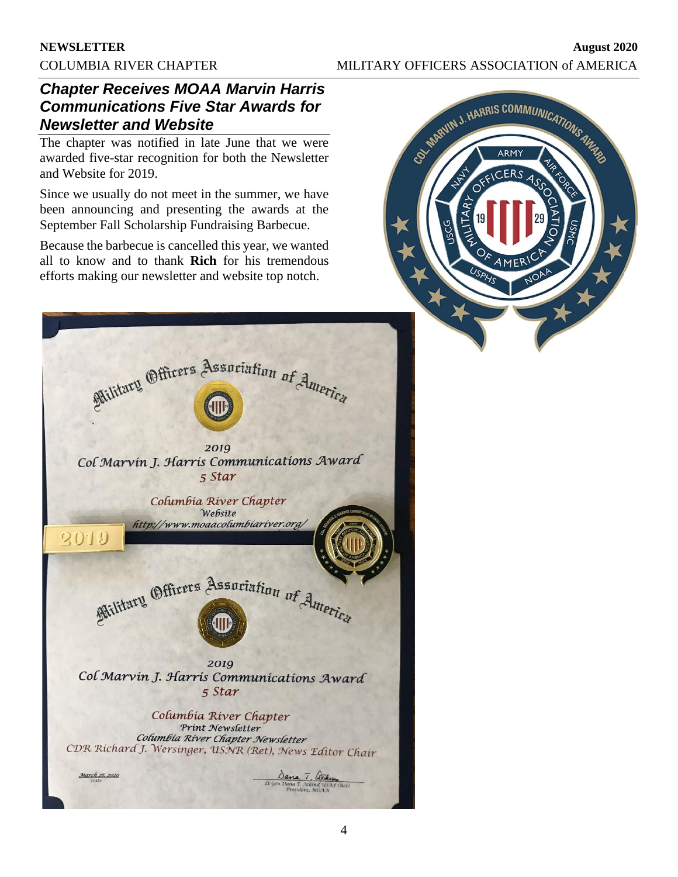## Chapter Receives MOAA Marvin Harris Communications Five Star Awards for Newsletter and Website

The chapter was notified in late June that we were awarded five-star recognition for both the Newsletter and Website for 2019.

Since we usually do not meet in the summer, we have been announcing and presenting the awards at the September Fall Scholarship Fundraising Barbecue.

Because the barbecue is cancelled this year, we wanted all to know and to thank **Rich** for his tremendous efforts making our newsletter and website top notch.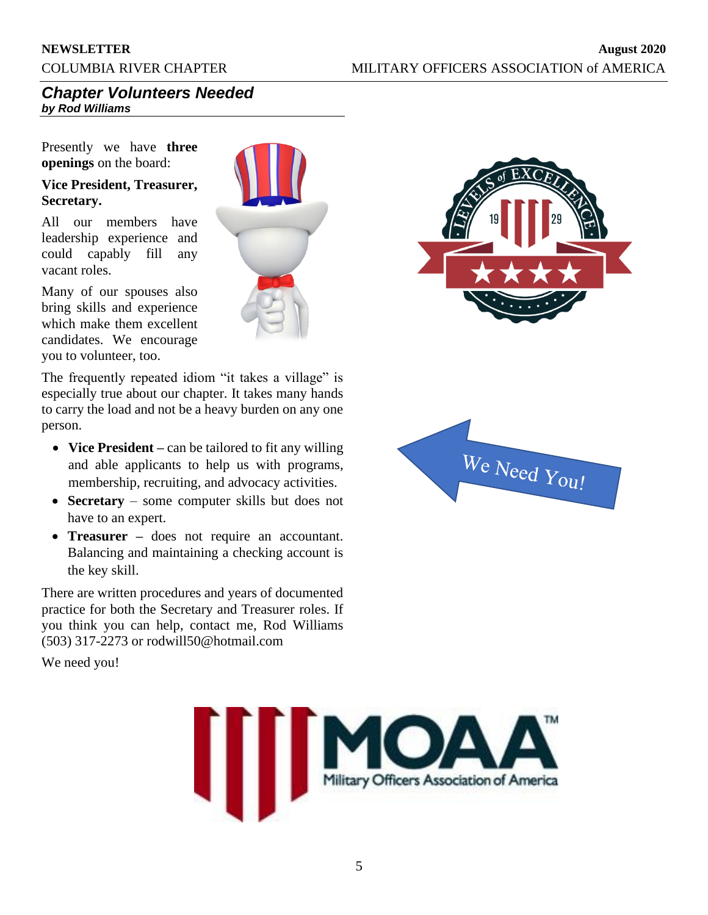## *Chapter Volunteers Needed*

***by Rod Williams***

Presently we have **three openings** on the board:

**Vice President, Treasurer, Secretary.**

All our members have leadership experience and could capably fill any vacant roles.

Many of our spouses also bring skills and experience which make them excellent candidates. We encourage you to volunteer, too.

The frequently repeated idiom "it takes a village" is especially true about our chapter. It takes many hands to carry the load and not be a heavy burden on any one person.

- **Vice President –** can be tailored to fit any willing and able applicants to help us with programs, membership, recruiting, and advocacy activities.
- **Secretary** – some computer skills but does not have to an expert.
- **Treasurer –** does not require an accountant. Balancing and maintaining a checking account is the key skill.

There are written procedures and years of documented practice for both the Secretary and Treasurer roles. If you think you can help, contact me, Rod Williams (503) 317-2273 or rodwill50@hotmail.com

We need you!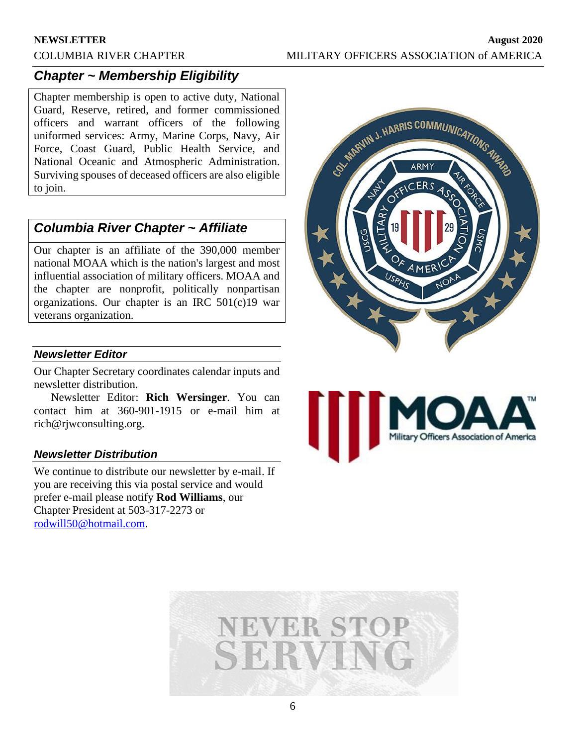## *Chapter ~ Membership Eligibility*

Chapter membership is open to active duty, National Guard, Reserve, retired, and former commissioned officers and warrant officers of the following uniformed services: Army, Marine Corps, Navy, Air Force, Coast Guard, Public Health Service, and National Oceanic and Atmospheric Administration. Surviving spouses of deceased officers are also eligible to join.

## *Columbia River Chapter ~ Affiliate*

Our chapter is an affiliate of the 390,000 member national MOAA which is the nation's largest and most influential association of military officers. MOAA and the chapter are nonprofit, politically nonpartisan organizations. Our chapter is an IRC 501(c)19 war veterans organization.

### *Newsletter Editor*

Our Chapter Secretary coordinates calendar inputs and newsletter distribution.

Newsletter Editor: **Rich Wersinger**. You can contact him at 360-901-1915 or e-mail him at rich@rjwconsulting.org.

### *Newsletter Distribution*

We continue to distribute our newsletter by e-mail. If you are receiving this via postal service and would prefer e-mail please notify **Rod Williams**, our Chapter President at 503-317-2273 or rodwill50@hotmail.com.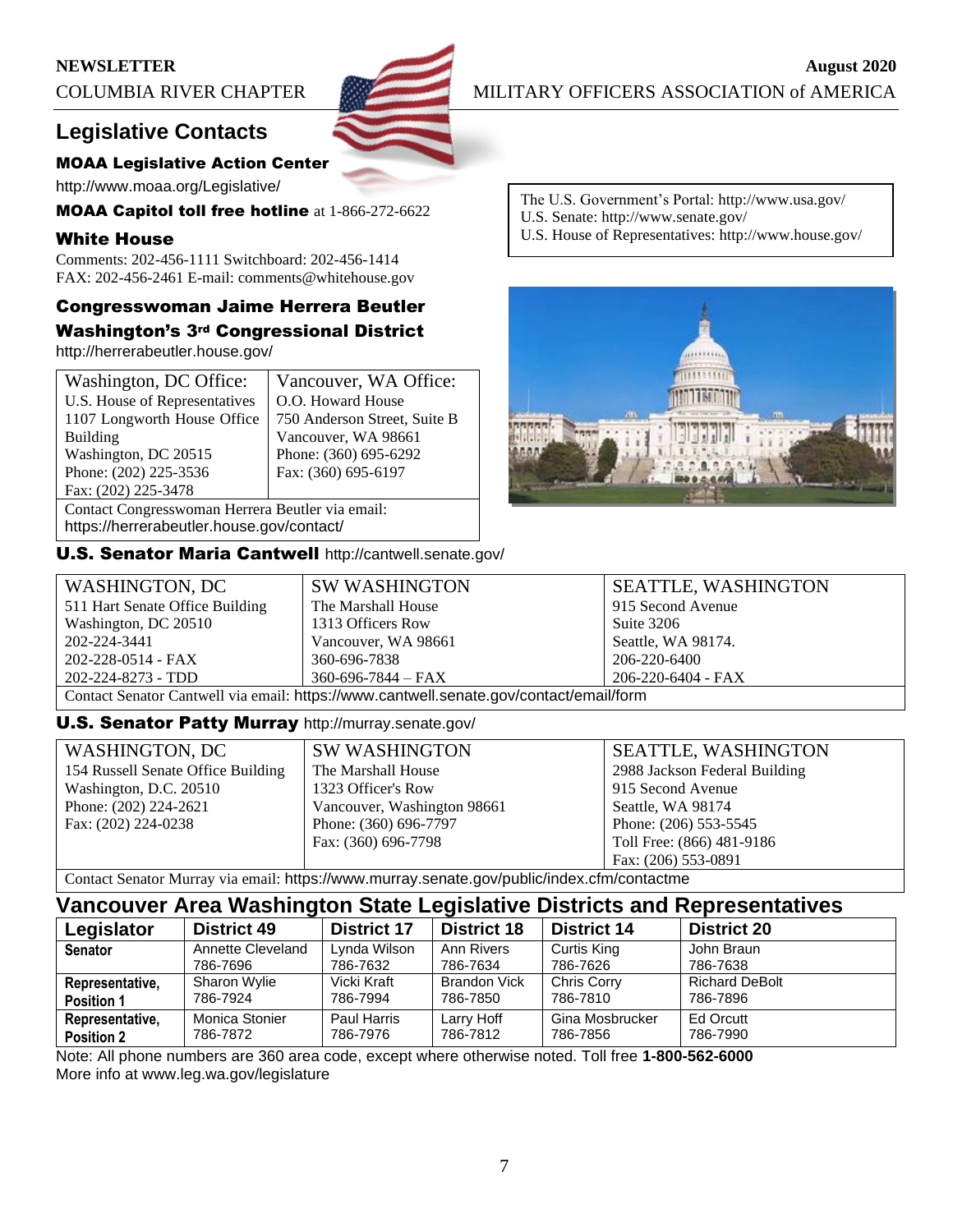NEWSLETTER **August 2020**

COLUMBIA RIVER CHAPTER MILITARY OFFICERS ASSOCIATION of AMERICA

## Legislative Contacts

### MOAA Legislative Action Center

http://www.moaa.org/Legislative/

**MOAA Capitol toll free hotline** at 1-866-272-6622

### White House

Comments: 202-456-1111 Switchboard: 202-456-1414
FAX: 202-456-2461 E-mail: comments@whitehouse.gov

The U.S. Government's Portal: http://www.usa.gov/
U.S. Senate: http://www.senate.gov/
U.S. House of Representatives: http://www.house.gov/

### Congresswoman Jaime Herrera Beutler
### Washington's 3rd Congressional District

http://herrerabeutler.house.gov/

| Washington, DC Office: | Vancouver, WA Office: |
|---|---|
| U.S. House of Representatives<br>1107 Longworth House Office Building<br>Washington, DC 20515<br>Phone: (202) 225-3536<br>Fax: (202) 225-3478 | O.O. Howard House<br>750 Anderson Street, Suite B<br>Vancouver, WA 98661<br>Phone: (360) 695-6292<br>Fax: (360) 695-6197 |
| Contact Congresswoman Herrera Beutler via email: https://herrerabeutler.house.gov/contact/ | |

### U.S. Senator Maria Cantwell http://cantwell.senate.gov/

| WASHINGTON, DC | SW WASHINGTON | SEATTLE, WASHINGTON |
|---|---|---|
| 511 Hart Senate Office Building<br>Washington, DC 20510<br>202-224-3441<br>202-228-0514 - FAX<br>202-224-8273 - TDD | The Marshall House<br>1313 Officers Row<br>Vancouver, WA 98661<br>360-696-7838<br>360-696-7844 – FAX | 915 Second Avenue<br>Suite 3206<br>Seattle, WA 98174.<br>206-220-6400<br>206-220-6404 - FAX |
| Contact Senator Cantwell via email: https://www.cantwell.senate.gov/contact/email/form | | |

### U.S. Senator Patty Murray http://murray.senate.gov/

| WASHINGTON, DC | SW WASHINGTON | SEATTLE, WASHINGTON |
|---|---|---|
| 154 Russell Senate Office Building<br>Washington, D.C. 20510<br>Phone: (202) 224-2621<br>Fax: (202) 224-0238 | The Marshall House<br>1323 Officer's Row<br>Vancouver, Washington 98661<br>Phone: (360) 696-7797<br>Fax: (360) 696-7798 | 2988 Jackson Federal Building<br>915 Second Avenue<br>Seattle, WA 98174<br>Phone: (206) 553-5545<br>Toll Free: (866) 481-9186<br>Fax: (206) 553-0891 |
| Contact Senator Murray via email: https://www.murray.senate.gov/public/index.cfm/contactme | | |

## Vancouver Area Washington State Legislative Districts and Representatives

| Legislator | District 49 | District 17 | District 18 | District 14 | District 20 |
|---|---|---|---|---|---|
| **Senator** | Annette Cleveland<br>786-7696 | Lynda Wilson<br>786-7632 | Ann Rivers<br>786-7634 | Curtis King<br>786-7626 | John Braun<br>786-7638 |
| **Representative, Position 1** | Sharon Wylie<br>786-7924 | Vicki Kraft<br>786-7994 | Brandon Vick<br>786-7850 | Chris Corry<br>786-7810 | Richard DeBolt<br>786-7896 |
| **Representative, Position 2** | Monica Stonier<br>786-7872 | Paul Harris<br>786-7976 | Larry Hoff<br>786-7812 | Gina Mosbrucker<br>786-7856 | Ed Orcutt<br>786-7990 |

Note: All phone numbers are 360 area code, except where otherwise noted. Toll free **1-800-562-6000**
More info at www.leg.wa.gov/legislature